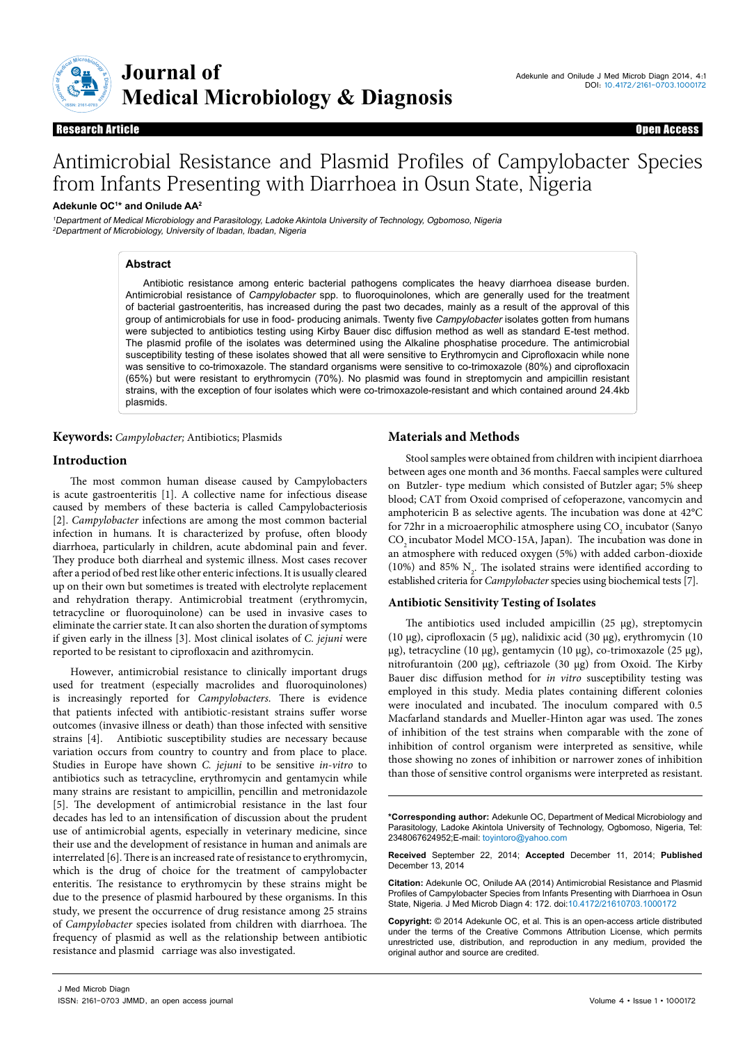Research Article | Open Access

# Antimicrobial Resistance and Plasmid Profiles of Campylobacter Species from Infants Presenting with Diarrhoea in Osun State, Nigeria

**Adekunle OC[1]* and Onilude AA[2]**

[1]Department of Medical Microbiology and Parasitology, Ladoke Akintola University of Technology, Ogbomoso, Nigeria
[2]Department of Microbiology, University of Ibadan, Ibadan, Nigeria

## Abstract

Antibiotic resistance among enteric bacterial pathogens complicates the heavy diarrhoea disease burden. Antimicrobial resistance of *Campylobacter* spp. to fluoroquinolones, which are generally used for the treatment of bacterial gastroenteritis, has increased during the past two decades, mainly as a result of the approval of this group of antimicrobials for use in food- producing animals. Twenty five *Campylobacter* isolates gotten from humans were subjected to antibiotics testing using Kirby Bauer disc diffusion method as well as standard E-test method. The plasmid profile of the isolates was determined using the Alkaline phosphatise procedure. The antimicrobial susceptibility testing of these isolates showed that all were sensitive to Erythromycin and Ciprofloxacin while none was sensitive to co-trimoxazole. The standard organisms were sensitive to co-trimoxazole (80%) and ciprofloxacin (65%) but were resistant to erythromycin (70%). No plasmid was found in streptomycin and ampicillin resistant strains, with the exception of four isolates which were co-trimoxazole-resistant and which contained around 24.4kb plasmids.

**Keywords:** *Campylobacter;* Antibiotics; Plasmids

## Introduction

The most common human disease caused by Campylobacters is acute gastroenteritis [1]. A collective name for infectious disease caused by members of these bacteria is called Campylobacteriosis [2]. *Campylobacter* infections are among the most common bacterial infection in humans. It is characterized by profuse, often bloody diarrhoea, particularly in children, acute abdominal pain and fever. They produce both diarrheal and systemic illness. Most cases recover after a period of bed rest like other enteric infections. It is usually cleared up on their own but sometimes is treated with electrolyte replacement and rehydration therapy. Antimicrobial treatment (erythromycin, tetracycline or fluoroquinolone) can be used in invasive cases to eliminate the carrier state. It can also shorten the duration of symptoms if given early in the illness [3]. Most clinical isolates of *C. jejuni* were reported to be resistant to ciprofloxacin and azithromycin.

However, antimicrobial resistance to clinically important drugs used for treatment (especially macrolides and fluoroquinolones) is increasingly reported for *Campylobacters.* There is evidence that patients infected with antibiotic-resistant strains suffer worse outcomes (invasive illness or death) than those infected with sensitive strains [4]. Antibiotic susceptibility studies are necessary because variation occurs from country to country and from place to place. Studies in Europe have shown *C. jejuni* to be sensitive *in-vitro* to antibiotics such as tetracycline, erythromycin and gentamycin while many strains are resistant to ampicillin, pencillin and metronidazole [5]. The development of antimicrobial resistance in the last four decades has led to an intensification of discussion about the prudent use of antimicrobial agents, especially in veterinary medicine, since their use and the development of resistance in human and animals are interrelated [6]. There is an increased rate of resistance to erythromycin, which is the drug of choice for the treatment of campylobacter enteritis. The resistance to erythromycin by these strains might be due to the presence of plasmid harboured by these organisms. In this study, we present the occurrence of drug resistance among 25 strains of *Campylobacter* species isolated from children with diarrhoea. The frequency of plasmid as well as the relationship between antibiotic resistance and plasmid carriage was also investigated.

## Materials and Methods

Stool samples were obtained from children with incipient diarrhoea between ages one month and 36 months. Faecal samples were cultured on Butzler- type medium which consisted of Butzler agar; 5% sheep blood; CAT from Oxoid comprised of cefoperazone, vancomycin and amphotericin B as selective agents. The incubation was done at 42°C for 72hr in a microaerophilic atmosphere using $CO_2$ incubator (Sanyo $CO_2$ incubator Model MCO-15A, Japan). The incubation was done in an atmosphere with reduced oxygen (5%) with added carbon-dioxide (10%) and 85% $N_2$. The isolated strains were identified according to established criteria for *Campylobacter* species using biochemical tests [7].

### Antibiotic Sensitivity Testing of Isolates

The antibiotics used included ampicillin (25 µg), streptomycin (10 µg), ciprofloxacin (5 µg), nalidixic acid (30 µg), erythromycin (10 µg), tetracycline (10 µg), gentamycin (10 µg), co-trimoxazole (25 µg), nitrofurantoin (200 µg), ceftriazole (30 µg) from Oxoid. The Kirby Bauer disc diffusion method for *in vitro* susceptibility testing was employed in this study. Media plates containing different colonies were inoculated and incubated. The inoculum compared with 0.5 Macfarland standards and Mueller-Hinton agar was used. The zones of inhibition of the test strains when comparable with the zone of inhibition of control organism were interpreted as sensitive, while those showing no zones of inhibition or narrower zones of inhibition than those of sensitive control organisms were interpreted as resistant.

---

**\*Corresponding author:** Adekunle OC, Department of Medical Microbiology and Parasitology, Ladoke Akintola University of Technology, Ogbomoso, Nigeria, Tel: 2348067624952;E-mail: toyintoro@yahoo.com

**Received** September 22, 2014; **Accepted** December 11, 2014; **Published** December 13, 2014

**Citation:** Adekunle OC, Onilude AA (2014) Antimicrobial Resistance and Plasmid Profiles of Campylobacter Species from Infants Presenting with Diarrhoea in Osun State, Nigeria. J Med Microb Diagn 4: 172. doi:10.4172/21610703.1000172

**Copyright:** © 2014 Adekunle OC, et al. This is an open-access article distributed under the terms of the Creative Commons Attribution License, which permits unrestricted use, distribution, and reproduction in any medium, provided the original author and source are credited.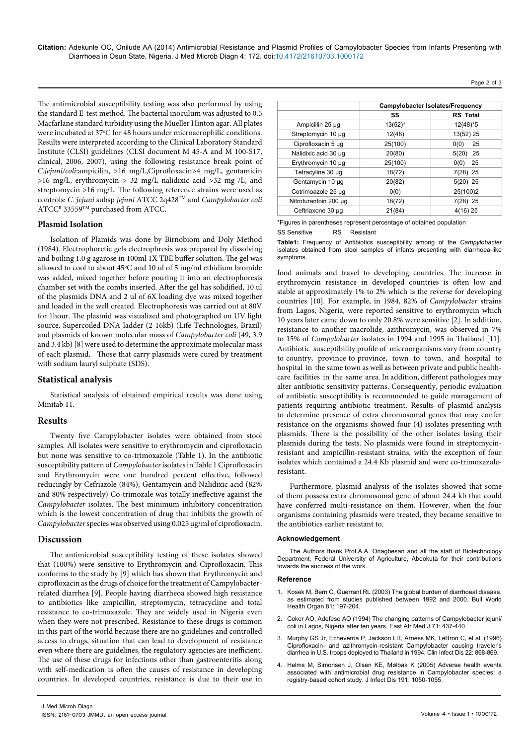The antimicrobial susceptibility testing was also performed by using the standard E-test method. The bacterial inoculum was adjusted to 0.5 Macfarlane standard turbidity using the Mueller Hinton agar. All plates were incubated at 37°C for 48 hours under microaerophilic conditions. Results were interpreted according to the Clinical Laboratory Standard Institute (CLSI) guidelines (CLSI document M 45-A and M 100-S17, clinical, 2006, 2007), using the following resistance break point of *C.jejuni/coli*:ampicilin, >16 mg/L,Ciprofloxacin>4 mg/L, gentamicin >16 mg/L, erythromycin > 32 mg/L nalidixic acid >32 mg /L, and streptomycin >16 mg/L. The following reference strains were used as controls: *C. jejuni* subsp *jejuni* ATCC 2q428™ and *Campylobacter coli* ATCC® 33559™ purchased from ATCC.

### Plasmid Isolation

Isolation of Plamids was done by Birnobiom and Doly Method (1984). Electrophoretic gels electrophresis was prepared by dissolving and boiling 1.0 g agarose in 100ml 1X TBE buffer solution. The gel was allowed to cool to about 45°C and 10 ul of 5 mg/ml ethidium bromide was added, mixed together before pouring it into an electrophoresis chamber set with the combs inserted. After the gel has solidified, 10 ul of the plasmids DNA and 2 ul of 6X loading dye was mixed together and loaded in the well created. Electrophoresis was carried out at 80V for 1hour. The plasmid was visualized and photographed on UV light source. Supercoiled DNA ladder (2-16kb) (Life Technologies, Brazil) and plasmids of known molecular mass of *Campylobacter coli* (49, 3.9 and 3.4 kb) [8] were used to determine the approximate molecular mass of each plasmid. Those that carry plasmids were cured by treatment with sodium lauryl sulphate (SDS).

## Statistical analysis

Statistical analysis of obtained empirical results was done using Minitab 11.

## Results

Twenty five Campylobacter isolates were obtained from stool samples. All isolates were sensitive to erythromycin and ciprofloxacin but none was sensitive to co-trimoxazole (Table 1). In the antibiotic susceptibility pattern of *Campylobacter* isolates in Table 1 Ciprofloxacin and Erythromycin were one hundred percent effective, followed reducingly by Cefriazole (84%), Gentamycin and Nalidixic acid (82% and 80% respectively) Co-trimozale was totally ineffective against the *Campylobacter* isolates. The best minimum inhibitory concentration which is the lowest concentration of drug that inhibits the growth of *Campylobacter* species was observed using 0.025 μg/ml of ciprofloxacin.

## Discussion

The antimicrobial susceptibility testing of these isolates showed that (100%) were sensitive to Erythromycin and Ciprofloxacin. This conforms to the study by [9] which has shown that Erythromycin and ciprofloxacin as the drugs of choice for the treatment of Campylobacter-related diarrhea [9]. People having diarrheoa showed high resistance to antibiotics like ampicillin, streptomycin, tetracycline and total resistance to co-trimoxazole. They are widely used in Nigeria even when they were not prescribed. Resistance to these drugs is common in this part of the world because there are no guidelines and controlled access to drugs, situation that can lead to development of resistance even where there are guidelines, the regulatory agencies are inefficient. The use of these drugs for infections other than gastroenteritis along with self-medication is often the causes of resistance in developing countries. In developed countries, resistance is due to their use in food animals and travel to developing countries. The increase in erythromycin resistance in developed countries is often low and stable at approximately 1% to 2% which is the reverse for developing countries [10]. For example, in 1984, 82% of *Campylobacter* strains from Lagos, Nigeria, were reported sensitive to erythromycin which 10 years later came down to only 20.8% were sensitive [2]. In addition, resistance to another macrolide, azithromycin, was observed in 7% to 15% of *Campylobacter* isolates in 1994 and 1995 in Thailand [11]. Antibiotic susceptibility profile of microorganisms vary from country to country, province to province, town to town, and hospital to hospital in the same town as well as between private and public health-care facilities in the same area. In addition, different pathologies may alter antibiotic sensitivity patterns. Consequently, periodic evaluation of antibiotic susceptibility is recommended to guide management of patients requiring antibiotic treatment. Results of plasmid analysis to determine presence of extra chromosomal genes that may confer resistance on the organisms showed four (4) isolates presenting with plasmids. There is the possibility of the other isolates losing their plasmids during the tests. No plasmids were found in streptomycin-resistant and ampicillin-resistant strains, with the exception of four isolates which contained a 24.4 Kb plasmid and were co-trimoxazole-resistant.

Furthermore, plasmid analysis of the isolates showed that some of them possess extra chromosomal gene of about 24.4 kb that could have conferred multi-resistance on them. However, when the four organisms containing plasmids were treated, they became sensitive to the antibiotics earlier resistant to.

| | Campylobacter Isolates/Frequency | |
|---|---|---|
| | SS | RS Total |
| Ampicillin 25 μg | 13(52)* | 12(48)*5 |
| Streptomycin 10 μg | 12(48) | 13(52) 25 |
| Ciprofloxacin 5 μg | 25(100) | 0(0) 25 |
| Nalidixic acid 30 μg | 20(80) | 5(20) 25 |
| Erythromycin 10 μg | 25(100) | 0(0) 25 |
| Tetracyline 30 μg | 18(72) | 7(28) 25 |
| Gentamycin 10 μg | 20(82) | 5(20) 25 |
| Cotrimoazole 25 μg | 0(0) | 25(100)2 |
| Nitrofurantoin 200 μg | 18(72) | 7(28) 25 |
| Ceftriaxone 30 μg | 21(84) | 4(16) 25 |

*Figures in parentheses represent percentage of obtained population

SS Sensitive RS Resistant

**Table1:** Frequency of Antibiotics susceptibility among of the *Campylobacter* isolates obtained from stool samples of infants presenting with diarrhoea-like symptoms.

### Acknowledgement

The Authors thank Prof.A.A. Onagbesan and all the staff of Biotechnology Department, Federal University of Agriculture, Abeokuta for their contributions towards the success of the work.

### Reference

1. Kosek M, Bern C, Guerrant RL (2003) The global burden of diarrhoeal disease, as estimated from studies published between 1992 and 2000. Bull World Health Organ 81: 197-204.
2. Coker AO, Adefeso AO (1994) The changing patterns of Campylobacter jejuni/coli in Lagos, Nigeria after ten years. East Afr Med J 71: 437-440.
3. Murphy GS Jr, Echeverria P, Jackson LR, Arness MK, LeBron C, et al. (1996) Ciprofloxacin- and azithromycin-resistant Campylobacter causing traveler's diarrhea in U.S. troops deployed to Thailand in 1994. Clin Infect Dis 22: 868-869.
4. Helms M, Simonsen J, Olsen KE, Mølbak K (2005) Adverse health events associated with antimicrobial drug resistance in Campylobacter species: a registry-based cohort study. J Infect Dis 191: 1050-1055.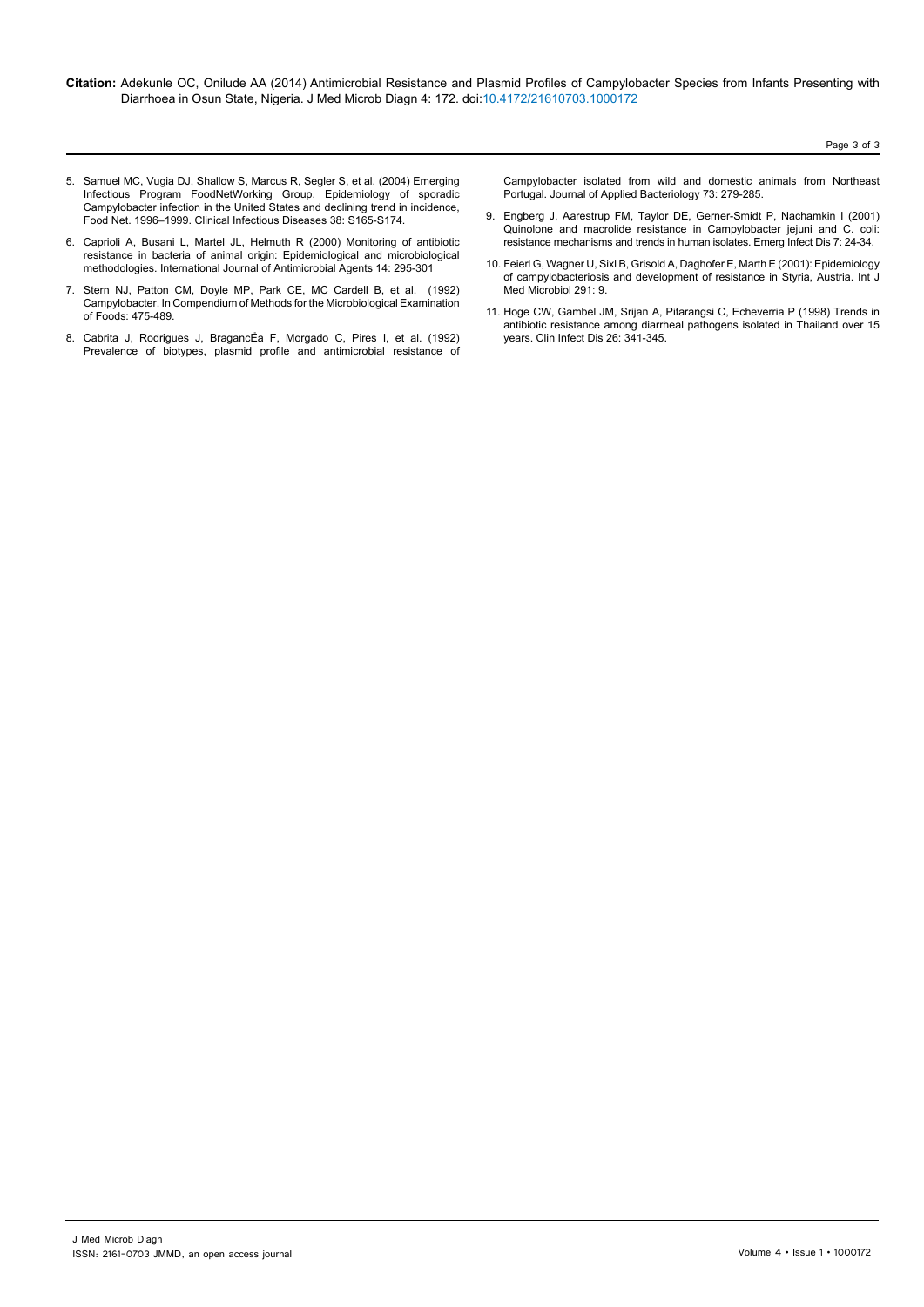5. Samuel MC, Vugia DJ, Shallow S, Marcus R, Segler S, et al. (2004) Emerging Infectious Program FoodNetWorking Group. Epidemiology of sporadic Campylobacter infection in the United States and declining trend in incidence, Food Net. 1996–1999. Clinical Infectious Diseases 38: S165-S174.
6. Caprioli A, Busani L, Martel JL, Helmuth R (2000) Monitoring of antibiotic resistance in bacteria of animal origin: Epidemiological and microbiological methodologies. International Journal of Antimicrobial Agents 14: 295-301
7. Stern NJ, Patton CM, Doyle MP, Park CE, MC Cardell B, et al. (1992) Campylobacter. In Compendium of Methods for the Microbiological Examination of Foods: 475-489.
8. Cabrita J, Rodrigues J, BragancĒa F, Morgado C, Pires I, et al. (1992) Prevalence of biotypes, plasmid profile and antimicrobial resistance of Campylobacter isolated from wild and domestic animals from Northeast Portugal. Journal of Applied Bacteriology 73: 279-285.
9. Engberg J, Aarestrup FM, Taylor DE, Gerner-Smidt P, Nachamkin I (2001) Quinolone and macrolide resistance in Campylobacter jejuni and C. coli: resistance mechanisms and trends in human isolates. Emerg Infect Dis 7: 24-34.
10. Feierl G, Wagner U, Sixl B, Grisold A, Daghofer E, Marth E (2001): Epidemiology of campylobacteriosis and development of resistance in Styria, Austria. Int J Med Microbiol 291: 9.
11. Hoge CW, Gambel JM, Srijan A, Pitarangsi C, Echeverria P (1998) Trends in antibiotic resistance among diarrheal pathogens isolated in Thailand over 15 years. Clin Infect Dis 26: 341-345.